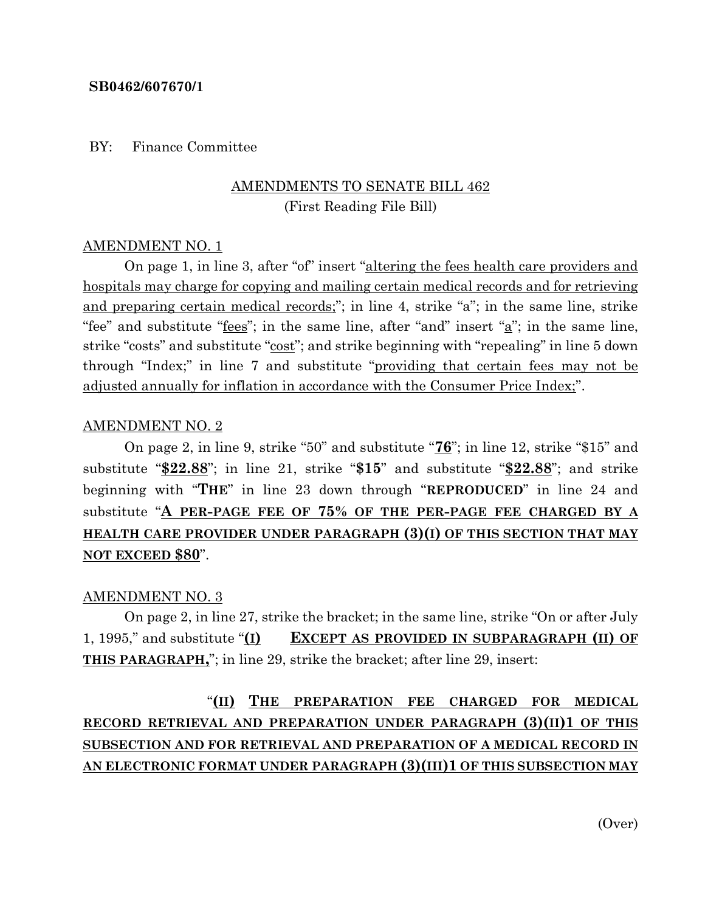**SB0462/607670/1**

BY: Finance Committee

AMENDMENTS TO SENATE BILL 462
(First Reading File Bill)

AMENDMENT NO. 1

On page 1, in line 3, after "of" insert "altering the fees health care providers and hospitals may charge for copying and mailing certain medical records and for retrieving and preparing certain medical records;"; in line 4, strike "a"; in the same line, strike "fee" and substitute "fees"; in the same line, after "and" insert "a"; in the same line, strike "costs" and substitute "cost"; and strike beginning with "repealing" in line 5 down through "Index;" in line 7 and substitute "providing that certain fees may not be adjusted annually for inflation in accordance with the Consumer Price Index;".

AMENDMENT NO. 2

On page 2, in line 9, strike "50" and substitute "**76**"; in line 12, strike "$15" and substitute "**$22.88**"; in line 21, strike "**$15**" and substitute "**$22.88**"; and strike beginning with "**THE**" in line 23 down through "**REPRODUCED**" in line 24 and substitute "**A PER-PAGE FEE OF 75% OF THE PER-PAGE FEE CHARGED BY A HEALTH CARE PROVIDER UNDER PARAGRAPH (3)(I) OF THIS SECTION THAT MAY NOT EXCEED $80**".

AMENDMENT NO. 3

On page 2, in line 27, strike the bracket; in the same line, strike "On or after July 1, 1995," and substitute "**(I) EXCEPT AS PROVIDED IN SUBPARAGRAPH (II) OF THIS PARAGRAPH,**"; in line 29, strike the bracket; after line 29, insert:

"**(II) THE PREPARATION FEE CHARGED FOR MEDICAL RECORD RETRIEVAL AND PREPARATION UNDER PARAGRAPH (3)(II)1 OF THIS SUBSECTION AND FOR RETRIEVAL AND PREPARATION OF A MEDICAL RECORD IN AN ELECTRONIC FORMAT UNDER PARAGRAPH (3)(III)1 OF THIS SUBSECTION MAY**

(Over)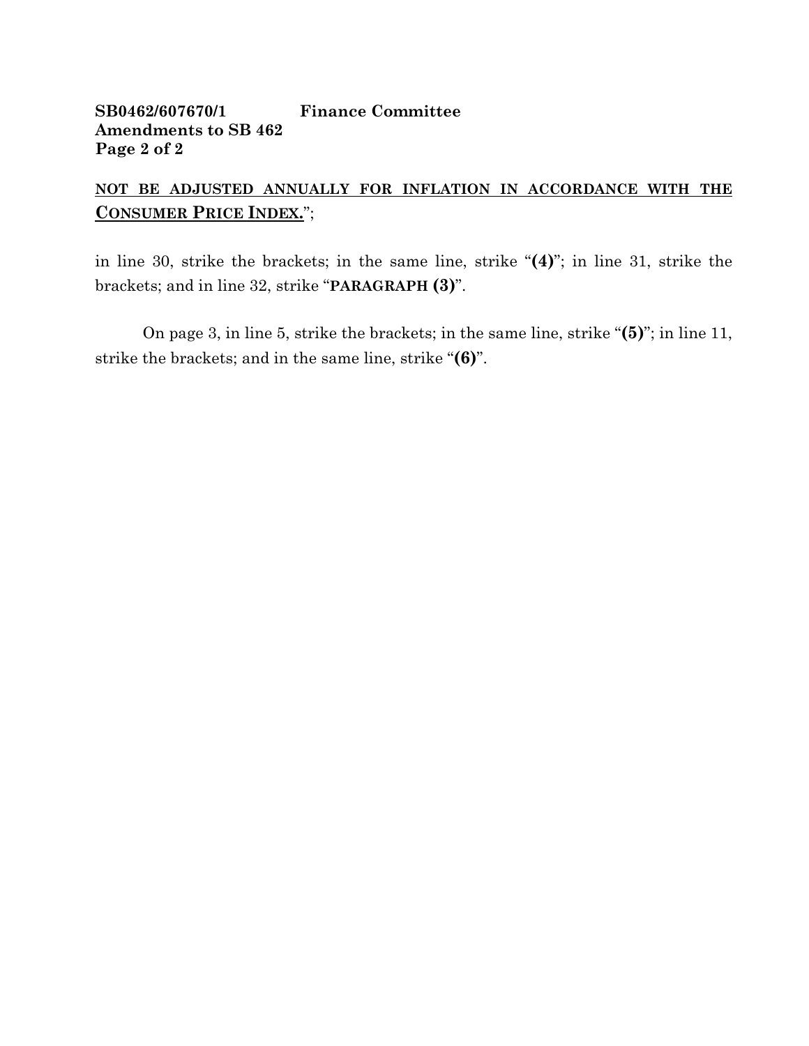<u>**NOT BE ADJUSTED ANNUALLY FOR INFLATION IN ACCORDANCE WITH THE CONSUMER PRICE INDEX.**</u>";

in line 30, strike the brackets; in the same line, strike "**(4)**"; in line 31, strike the brackets; and in line 32, strike "**PARAGRAPH (3)**".

On page 3, in line 5, strike the brackets; in the same line, strike "**(5)**"; in line 11, strike the brackets; and in the same line, strike "**(6)**".